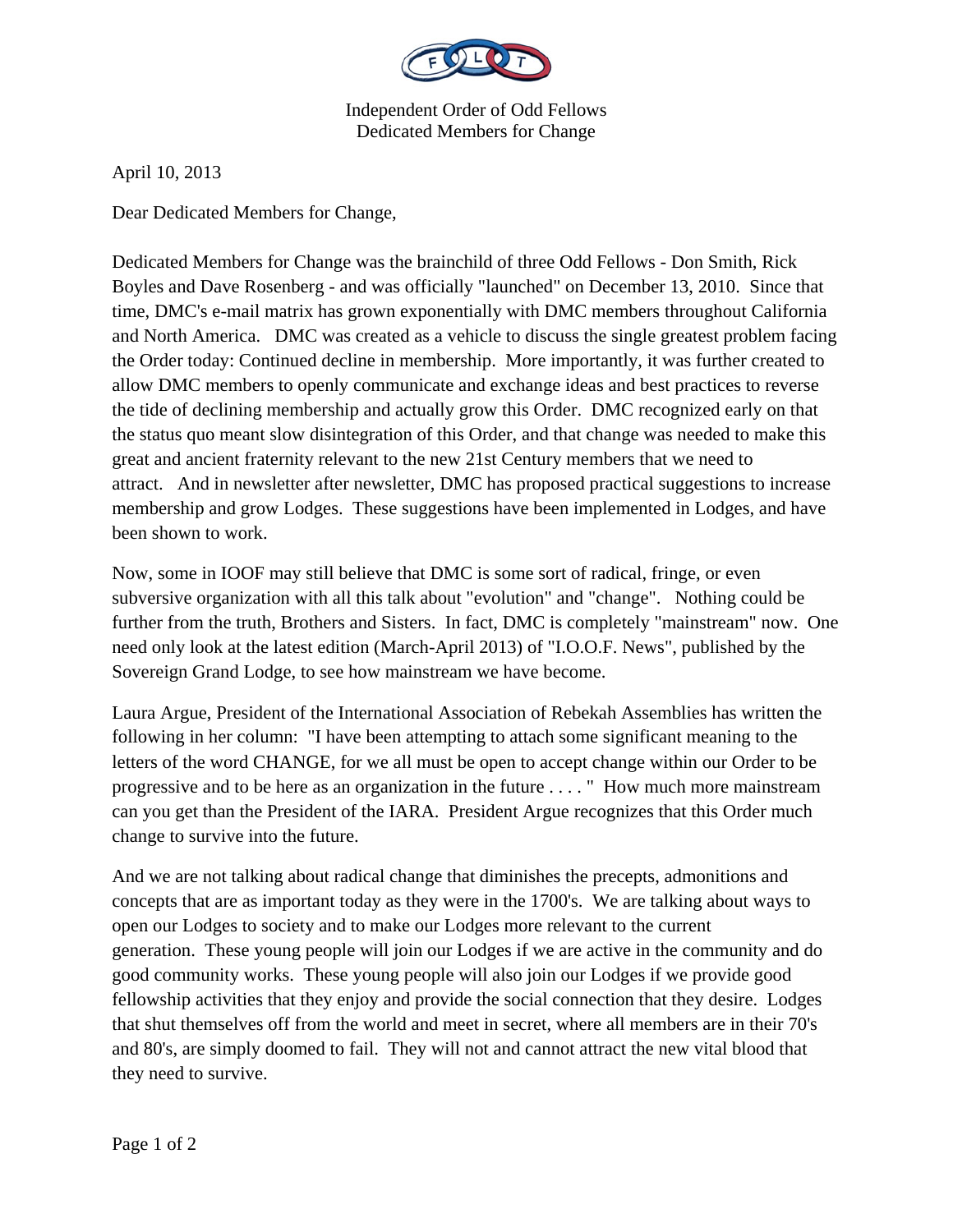Independent Order of Odd Fellows
Dedicated Members for Change

April 10, 2013

Dear Dedicated Members for Change,

Dedicated Members for Change was the brainchild of three Odd Fellows - Don Smith, Rick Boyles and Dave Rosenberg - and was officially "launched" on December 13, 2010. Since that time, DMC's e-mail matrix has grown exponentially with DMC members throughout California and North America. DMC was created as a vehicle to discuss the single greatest problem facing the Order today: Continued decline in membership. More importantly, it was further created to allow DMC members to openly communicate and exchange ideas and best practices to reverse the tide of declining membership and actually grow this Order. DMC recognized early on that the status quo meant slow disintegration of this Order, and that change was needed to make this great and ancient fraternity relevant to the new 21st Century members that we need to attract. And in newsletter after newsletter, DMC has proposed practical suggestions to increase membership and grow Lodges. These suggestions have been implemented in Lodges, and have been shown to work.

Now, some in IOOF may still believe that DMC is some sort of radical, fringe, or even subversive organization with all this talk about "evolution" and "change". Nothing could be further from the truth, Brothers and Sisters. In fact, DMC is completely "mainstream" now. One need only look at the latest edition (March-April 2013) of "I.O.O.F. News", published by the Sovereign Grand Lodge, to see how mainstream we have become.

Laura Argue, President of the International Association of Rebekah Assemblies has written the following in her column: "I have been attempting to attach some significant meaning to the letters of the word CHANGE, for we all must be open to accept change within our Order to be progressive and to be here as an organization in the future . . . . " How much more mainstream can you get than the President of the IARA. President Argue recognizes that this Order much change to survive into the future.

And we are not talking about radical change that diminishes the precepts, admonitions and concepts that are as important today as they were in the 1700's. We are talking about ways to open our Lodges to society and to make our Lodges more relevant to the current generation. These young people will join our Lodges if we are active in the community and do good community works. These young people will also join our Lodges if we provide good fellowship activities that they enjoy and provide the social connection that they desire. Lodges that shut themselves off from the world and meet in secret, where all members are in their 70's and 80's, are simply doomed to fail. They will not and cannot attract the new vital blood that they need to survive.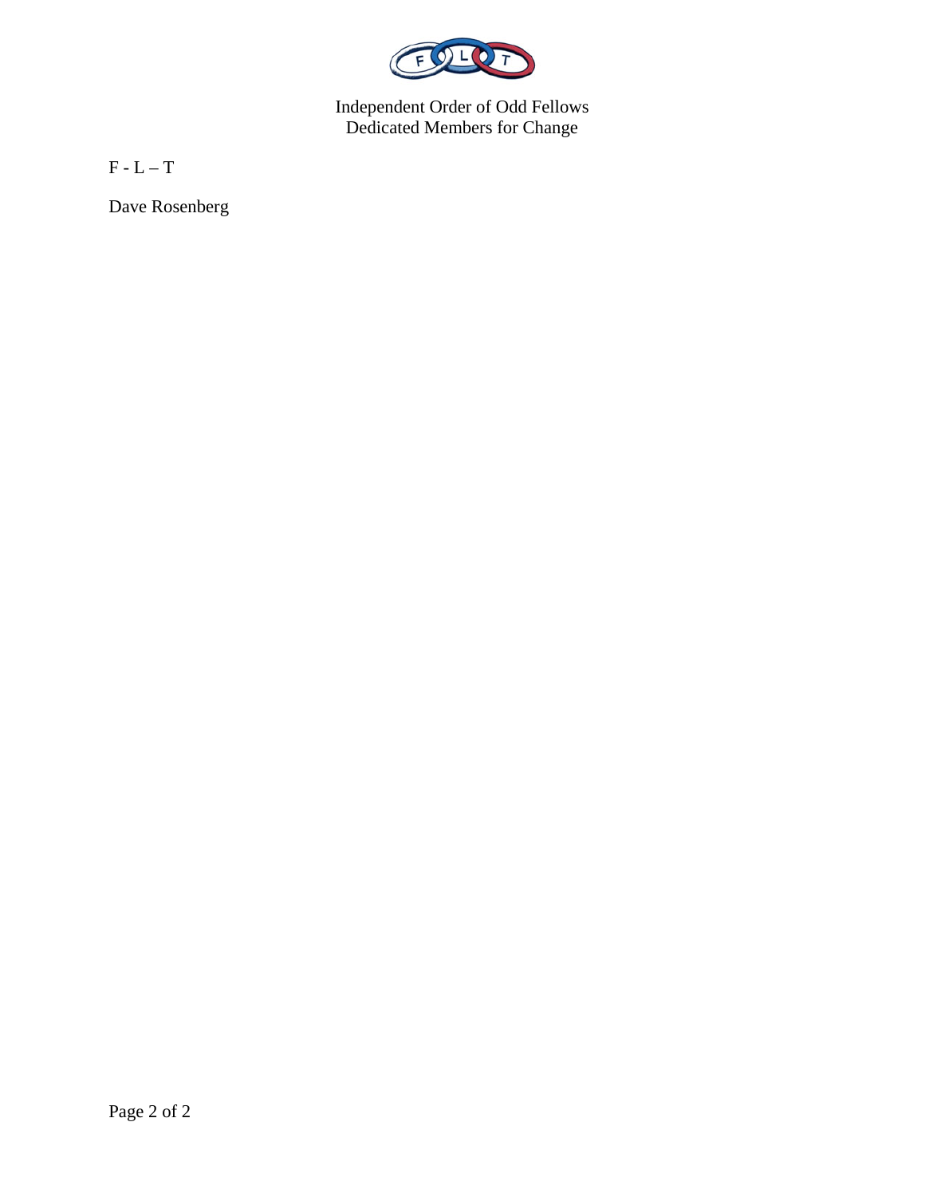Independent Order of Odd Fellows
Dedicated Members for Change

F - L – T

Dave Rosenberg